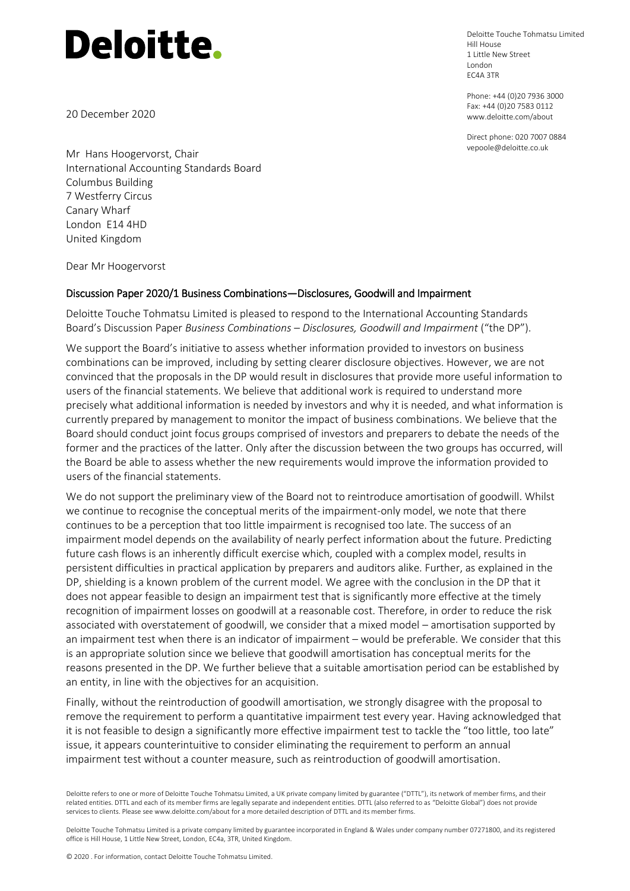# Deloitte.

Deloitte Touche Tohmatsu Limited
Hill House
1 Little New Street
London
EC4A 3TR

Phone: +44 (0)20 7936 3000
Fax: +44 (0)20 7583 0112
www.deloitte.com/about

Direct phone: 020 7007 0884
vepoole@deloitte.co.uk

20 December 2020

Mr Hans Hoogervorst, Chair
International Accounting Standards Board
Columbus Building
7 Westferry Circus
Canary Wharf
London E14 4HD
United Kingdom

Dear Mr Hoogervorst

## Discussion Paper 2020/1 Business Combinations—Disclosures, Goodwill and Impairment

Deloitte Touche Tohmatsu Limited is pleased to respond to the International Accounting Standards Board's Discussion Paper *Business Combinations – Disclosures, Goodwill and Impairment* ("the DP").

We support the Board's initiative to assess whether information provided to investors on business combinations can be improved, including by setting clearer disclosure objectives. However, we are not convinced that the proposals in the DP would result in disclosures that provide more useful information to users of the financial statements. We believe that additional work is required to understand more precisely what additional information is needed by investors and why it is needed, and what information is currently prepared by management to monitor the impact of business combinations. We believe that the Board should conduct joint focus groups comprised of investors and preparers to debate the needs of the former and the practices of the latter. Only after the discussion between the two groups has occurred, will the Board be able to assess whether the new requirements would improve the information provided to users of the financial statements.

We do not support the preliminary view of the Board not to reintroduce amortisation of goodwill. Whilst we continue to recognise the conceptual merits of the impairment-only model, we note that there continues to be a perception that too little impairment is recognised too late. The success of an impairment model depends on the availability of nearly perfect information about the future. Predicting future cash flows is an inherently difficult exercise which, coupled with a complex model, results in persistent difficulties in practical application by preparers and auditors alike. Further, as explained in the DP, shielding is a known problem of the current model. We agree with the conclusion in the DP that it does not appear feasible to design an impairment test that is significantly more effective at the timely recognition of impairment losses on goodwill at a reasonable cost. Therefore, in order to reduce the risk associated with overstatement of goodwill, we consider that a mixed model – amortisation supported by an impairment test when there is an indicator of impairment – would be preferable. We consider that this is an appropriate solution since we believe that goodwill amortisation has conceptual merits for the reasons presented in the DP. We further believe that a suitable amortisation period can be established by an entity, in line with the objectives for an acquisition.

Finally, without the reintroduction of goodwill amortisation, we strongly disagree with the proposal to remove the requirement to perform a quantitative impairment test every year. Having acknowledged that it is not feasible to design a significantly more effective impairment test to tackle the "too little, too late" issue, it appears counterintuitive to consider eliminating the requirement to perform an annual impairment test without a counter measure, such as reintroduction of goodwill amortisation.

Deloitte refers to one or more of Deloitte Touche Tohmatsu Limited, a UK private company limited by guarantee ("DTTL"), its network of member firms, and their related entities. DTTL and each of its member firms are legally separate and independent entities. DTTL (also referred to as "Deloitte Global") does not provide services to clients. Please see www.deloitte.com/about for a more detailed description of DTTL and its member firms.

Deloitte Touche Tohmatsu Limited is a private company limited by guarantee incorporated in England & Wales under company number 07271800, and its registered office is Hill House, 1 Little New Street, London, EC4a, 3TR, United Kingdom.

© 2020 . For information, contact Deloitte Touche Tohmatsu Limited.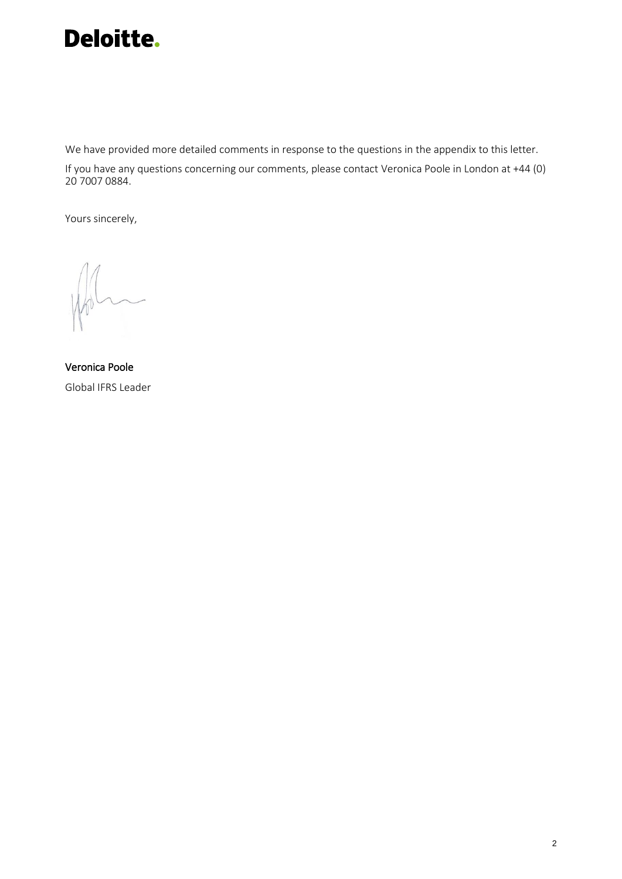We have provided more detailed comments in response to the questions in the appendix to this letter.

If you have any questions concerning our comments, please contact Veronica Poole in London at +44 (0) 20 7007 0884.

Yours sincerely,

Veronica Poole
Global IFRS Leader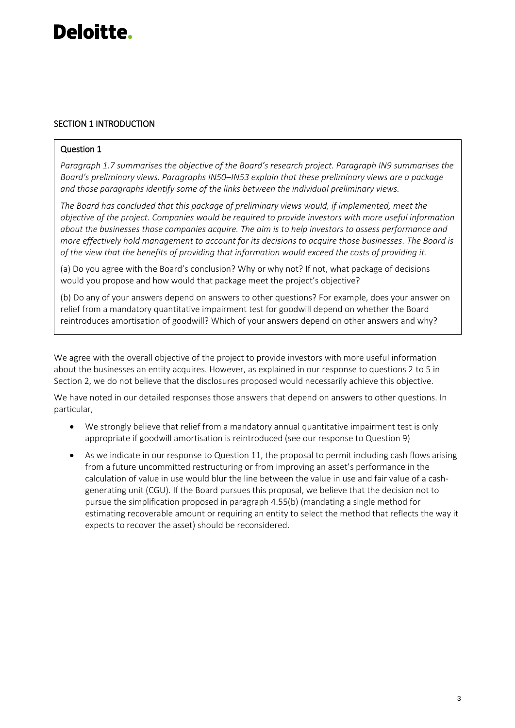## SECTION 1 INTRODUCTION

### Question 1

*Paragraph 1.7 summarises the objective of the Board's research project. Paragraph IN9 summarises the Board's preliminary views. Paragraphs IN50–IN53 explain that these preliminary views are a package and those paragraphs identify some of the links between the individual preliminary views.*

*The Board has concluded that this package of preliminary views would, if implemented, meet the objective of the project. Companies would be required to provide investors with more useful information about the businesses those companies acquire. The aim is to help investors to assess performance and more effectively hold management to account for its decisions to acquire those businesses. The Board is of the view that the benefits of providing that information would exceed the costs of providing it.*

(a) Do you agree with the Board's conclusion? Why or why not? If not, what package of decisions would you propose and how would that package meet the project's objective?

(b) Do any of your answers depend on answers to other questions? For example, does your answer on relief from a mandatory quantitative impairment test for goodwill depend on whether the Board reintroduces amortisation of goodwill? Which of your answers depend on other answers and why?

We agree with the overall objective of the project to provide investors with more useful information about the businesses an entity acquires. However, as explained in our response to questions 2 to 5 in Section 2, we do not believe that the disclosures proposed would necessarily achieve this objective.

We have noted in our detailed responses those answers that depend on answers to other questions. In particular,

- We strongly believe that relief from a mandatory annual quantitative impairment test is only appropriate if goodwill amortisation is reintroduced (see our response to Question 9)
- As we indicate in our response to Question 11, the proposal to permit including cash flows arising from a future uncommitted restructuring or from improving an asset's performance in the calculation of value in use would blur the line between the value in use and fair value of a cash-generating unit (CGU). If the Board pursues this proposal, we believe that the decision not to pursue the simplification proposed in paragraph 4.55(b) (mandating a single method for estimating recoverable amount or requiring an entity to select the method that reflects the way it expects to recover the asset) should be reconsidered.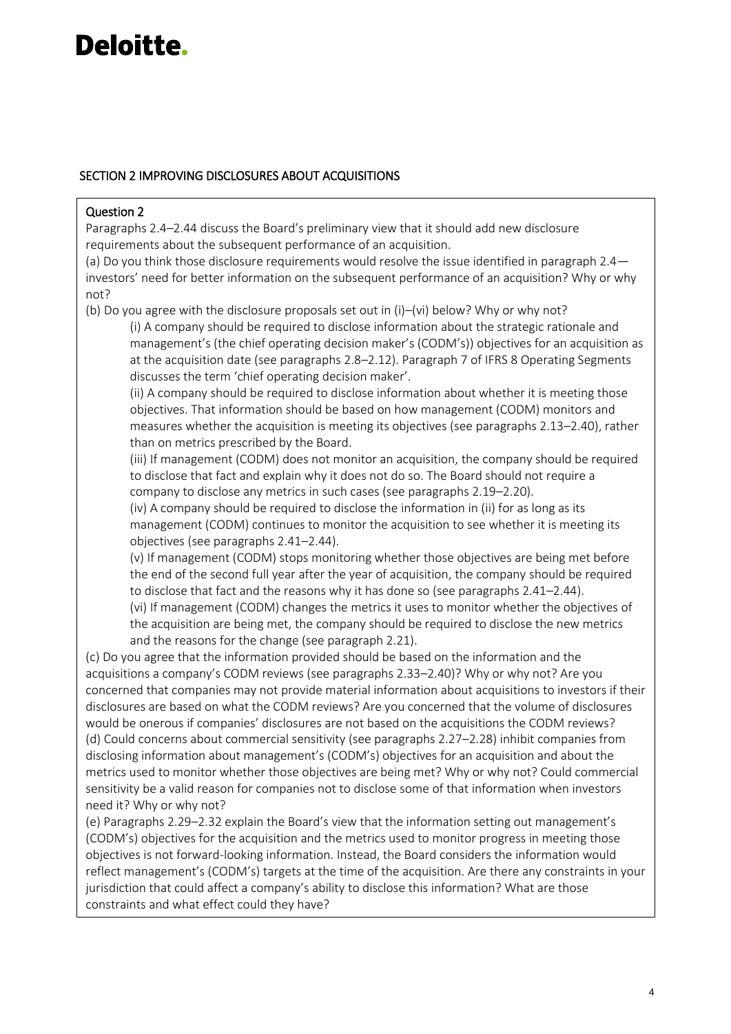## SECTION 2 IMPROVING DISCLOSURES ABOUT ACQUISITIONS

**Question 2**

Paragraphs 2.4–2.44 discuss the Board's preliminary view that it should add new disclosure requirements about the subsequent performance of an acquisition.

(a) Do you think those disclosure requirements would resolve the issue identified in paragraph 2.4—investors' need for better information on the subsequent performance of an acquisition? Why or why not?

(b) Do you agree with the disclosure proposals set out in (i)–(vi) below? Why or why not?

> (i) A company should be required to disclose information about the strategic rationale and management's (the chief operating decision maker's (CODM's)) objectives for an acquisition as at the acquisition date (see paragraphs 2.8–2.12). Paragraph 7 of IFRS 8 Operating Segments discusses the term 'chief operating decision maker'.
>
> (ii) A company should be required to disclose information about whether it is meeting those objectives. That information should be based on how management (CODM) monitors and measures whether the acquisition is meeting its objectives (see paragraphs 2.13–2.40), rather than on metrics prescribed by the Board.
>
> (iii) If management (CODM) does not monitor an acquisition, the company should be required to disclose that fact and explain why it does not do so. The Board should not require a company to disclose any metrics in such cases (see paragraphs 2.19–2.20).
>
> (iv) A company should be required to disclose the information in (ii) for as long as its management (CODM) continues to monitor the acquisition to see whether it is meeting its objectives (see paragraphs 2.41–2.44).
>
> (v) If management (CODM) stops monitoring whether those objectives are being met before the end of the second full year after the year of acquisition, the company should be required to disclose that fact and the reasons why it has done so (see paragraphs 2.41–2.44).
>
> (vi) If management (CODM) changes the metrics it uses to monitor whether the objectives of the acquisition are being met, the company should be required to disclose the new metrics and the reasons for the change (see paragraph 2.21).

(c) Do you agree that the information provided should be based on the information and the acquisitions a company's CODM reviews (see paragraphs 2.33–2.40)? Why or why not? Are you concerned that companies may not provide material information about acquisitions to investors if their disclosures are based on what the CODM reviews? Are you concerned that the volume of disclosures would be onerous if companies' disclosures are not based on the acquisitions the CODM reviews?

(d) Could concerns about commercial sensitivity (see paragraphs 2.27–2.28) inhibit companies from disclosing information about management's (CODM's) objectives for an acquisition and about the metrics used to monitor whether those objectives are being met? Why or why not? Could commercial sensitivity be a valid reason for companies not to disclose some of that information when investors need it? Why or why not?

(e) Paragraphs 2.29–2.32 explain the Board's view that the information setting out management's (CODM's) objectives for the acquisition and the metrics used to monitor progress in meeting those objectives is not forward-looking information. Instead, the Board considers the information would reflect management's (CODM's) targets at the time of the acquisition. Are there any constraints in your jurisdiction that could affect a company's ability to disclose this information? What are those constraints and what effect could they have?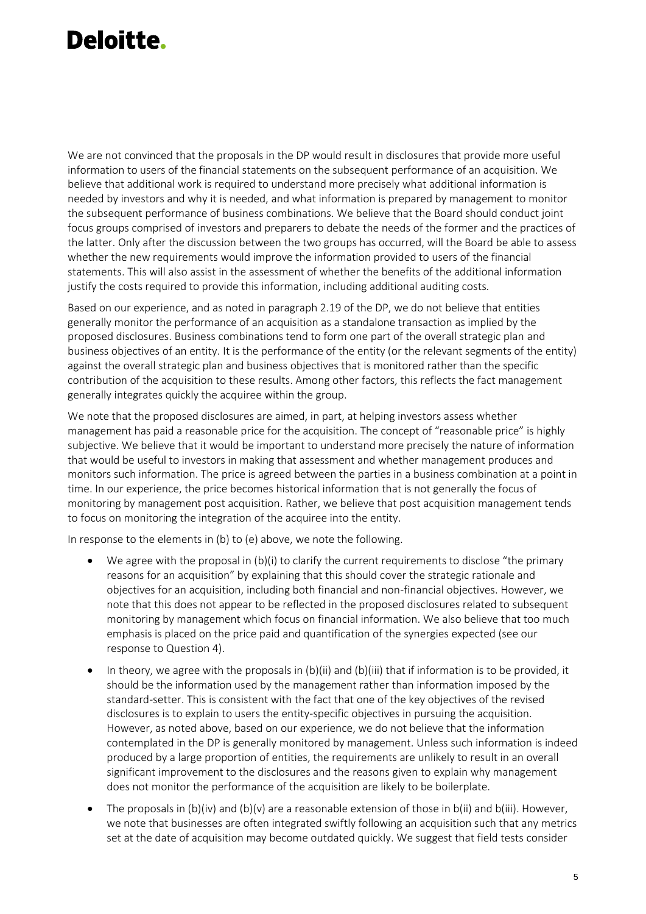We are not convinced that the proposals in the DP would result in disclosures that provide more useful information to users of the financial statements on the subsequent performance of an acquisition. We believe that additional work is required to understand more precisely what additional information is needed by investors and why it is needed, and what information is prepared by management to monitor the subsequent performance of business combinations. We believe that the Board should conduct joint focus groups comprised of investors and preparers to debate the needs of the former and the practices of the latter. Only after the discussion between the two groups has occurred, will the Board be able to assess whether the new requirements would improve the information provided to users of the financial statements. This will also assist in the assessment of whether the benefits of the additional information justify the costs required to provide this information, including additional auditing costs.

Based on our experience, and as noted in paragraph 2.19 of the DP, we do not believe that entities generally monitor the performance of an acquisition as a standalone transaction as implied by the proposed disclosures. Business combinations tend to form one part of the overall strategic plan and business objectives of an entity. It is the performance of the entity (or the relevant segments of the entity) against the overall strategic plan and business objectives that is monitored rather than the specific contribution of the acquisition to these results. Among other factors, this reflects the fact management generally integrates quickly the acquiree within the group.

We note that the proposed disclosures are aimed, in part, at helping investors assess whether management has paid a reasonable price for the acquisition. The concept of "reasonable price" is highly subjective. We believe that it would be important to understand more precisely the nature of information that would be useful to investors in making that assessment and whether management produces and monitors such information. The price is agreed between the parties in a business combination at a point in time. In our experience, the price becomes historical information that is not generally the focus of monitoring by management post acquisition. Rather, we believe that post acquisition management tends to focus on monitoring the integration of the acquiree into the entity.

In response to the elements in (b) to (e) above, we note the following.

- We agree with the proposal in (b)(i) to clarify the current requirements to disclose "the primary reasons for an acquisition" by explaining that this should cover the strategic rationale and objectives for an acquisition, including both financial and non-financial objectives. However, we note that this does not appear to be reflected in the proposed disclosures related to subsequent monitoring by management which focus on financial information. We also believe that too much emphasis is placed on the price paid and quantification of the synergies expected (see our response to Question 4).
- In theory, we agree with the proposals in (b)(ii) and (b)(iii) that if information is to be provided, it should be the information used by the management rather than information imposed by the standard-setter. This is consistent with the fact that one of the key objectives of the revised disclosures is to explain to users the entity-specific objectives in pursuing the acquisition. However, as noted above, based on our experience, we do not believe that the information contemplated in the DP is generally monitored by management. Unless such information is indeed produced by a large proportion of entities, the requirements are unlikely to result in an overall significant improvement to the disclosures and the reasons given to explain why management does not monitor the performance of the acquisition are likely to be boilerplate.
- The proposals in (b)(iv) and (b)(v) are a reasonable extension of those in b(ii) and b(iii). However, we note that businesses are often integrated swiftly following an acquisition such that any metrics set at the date of acquisition may become outdated quickly. We suggest that field tests consider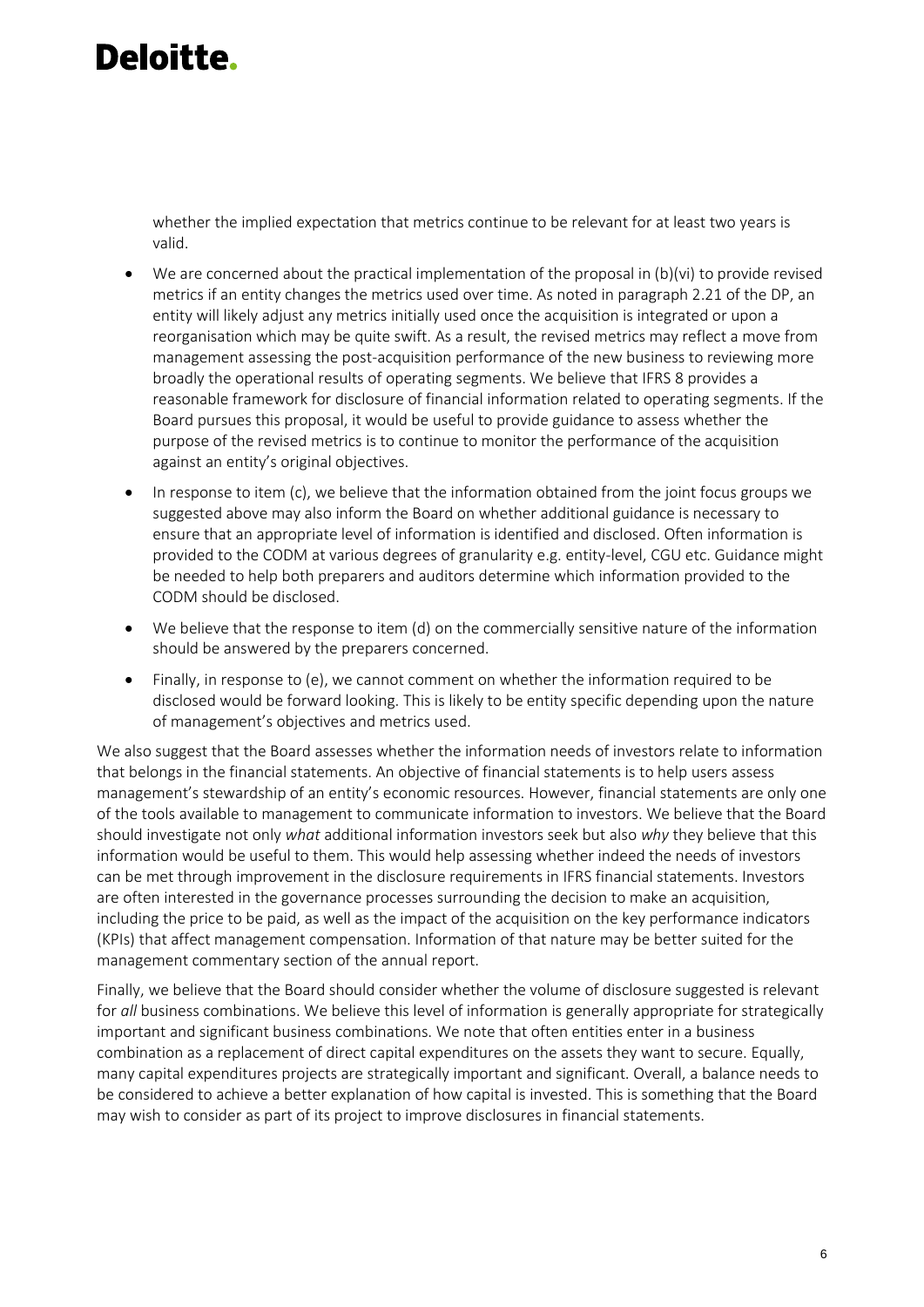whether the implied expectation that metrics continue to be relevant for at least two years is valid.

- We are concerned about the practical implementation of the proposal in (b)(vi) to provide revised metrics if an entity changes the metrics used over time. As noted in paragraph 2.21 of the DP, an entity will likely adjust any metrics initially used once the acquisition is integrated or upon a reorganisation which may be quite swift. As a result, the revised metrics may reflect a move from management assessing the post-acquisition performance of the new business to reviewing more broadly the operational results of operating segments. We believe that IFRS 8 provides a reasonable framework for disclosure of financial information related to operating segments. If the Board pursues this proposal, it would be useful to provide guidance to assess whether the purpose of the revised metrics is to continue to monitor the performance of the acquisition against an entity's original objectives.
- In response to item (c), we believe that the information obtained from the joint focus groups we suggested above may also inform the Board on whether additional guidance is necessary to ensure that an appropriate level of information is identified and disclosed. Often information is provided to the CODM at various degrees of granularity e.g. entity-level, CGU etc. Guidance might be needed to help both preparers and auditors determine which information provided to the CODM should be disclosed.
- We believe that the response to item (d) on the commercially sensitive nature of the information should be answered by the preparers concerned.
- Finally, in response to (e), we cannot comment on whether the information required to be disclosed would be forward looking. This is likely to be entity specific depending upon the nature of management's objectives and metrics used.

We also suggest that the Board assesses whether the information needs of investors relate to information that belongs in the financial statements. An objective of financial statements is to help users assess management's stewardship of an entity's economic resources. However, financial statements are only one of the tools available to management to communicate information to investors. We believe that the Board should investigate not only *what* additional information investors seek but also *why* they believe that this information would be useful to them. This would help assessing whether indeed the needs of investors can be met through improvement in the disclosure requirements in IFRS financial statements. Investors are often interested in the governance processes surrounding the decision to make an acquisition, including the price to be paid, as well as the impact of the acquisition on the key performance indicators (KPIs) that affect management compensation. Information of that nature may be better suited for the management commentary section of the annual report.

Finally, we believe that the Board should consider whether the volume of disclosure suggested is relevant for *all* business combinations. We believe this level of information is generally appropriate for strategically important and significant business combinations. We note that often entities enter in a business combination as a replacement of direct capital expenditures on the assets they want to secure. Equally, many capital expenditures projects are strategically important and significant. Overall, a balance needs to be considered to achieve a better explanation of how capital is invested. This is something that the Board may wish to consider as part of its project to improve disclosures in financial statements.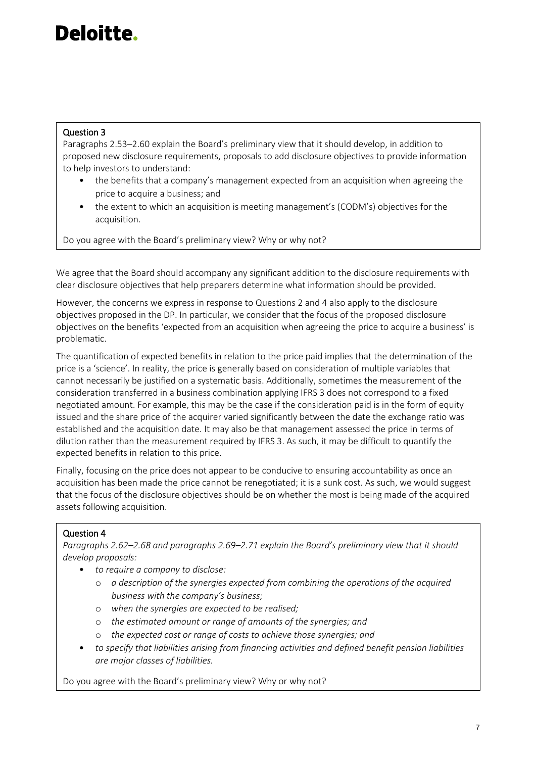**Question 3**

Paragraphs 2.53–2.60 explain the Board's preliminary view that it should develop, in addition to proposed new disclosure requirements, proposals to add disclosure objectives to provide information to help investors to understand:

- the benefits that a company's management expected from an acquisition when agreeing the price to acquire a business; and
- the extent to which an acquisition is meeting management's (CODM's) objectives for the acquisition.

Do you agree with the Board's preliminary view? Why or why not?

We agree that the Board should accompany any significant addition to the disclosure requirements with clear disclosure objectives that help preparers determine what information should be provided.

However, the concerns we express in response to Questions 2 and 4 also apply to the disclosure objectives proposed in the DP. In particular, we consider that the focus of the proposed disclosure objectives on the benefits 'expected from an acquisition when agreeing the price to acquire a business' is problematic.

The quantification of expected benefits in relation to the price paid implies that the determination of the price is a 'science'. In reality, the price is generally based on consideration of multiple variables that cannot necessarily be justified on a systematic basis. Additionally, sometimes the measurement of the consideration transferred in a business combination applying IFRS 3 does not correspond to a fixed negotiated amount. For example, this may be the case if the consideration paid is in the form of equity issued and the share price of the acquirer varied significantly between the date the exchange ratio was established and the acquisition date. It may also be that management assessed the price in terms of dilution rather than the measurement required by IFRS 3. As such, it may be difficult to quantify the expected benefits in relation to this price.

Finally, focusing on the price does not appear to be conducive to ensuring accountability as once an acquisition has been made the price cannot be renegotiated; it is a sunk cost. As such, we would suggest that the focus of the disclosure objectives should be on whether the most is being made of the acquired assets following acquisition.

**Question 4**

*Paragraphs 2.62–2.68 and paragraphs 2.69–2.71 explain the Board's preliminary view that it should develop proposals:*

- *to require a company to disclose:*
  - *a description of the synergies expected from combining the operations of the acquired business with the company's business;*
  - *when the synergies are expected to be realised;*
  - *the estimated amount or range of amounts of the synergies; and*
  - *the expected cost or range of costs to achieve those synergies; and*
- *to specify that liabilities arising from financing activities and defined benefit pension liabilities are major classes of liabilities.*

Do you agree with the Board's preliminary view? Why or why not?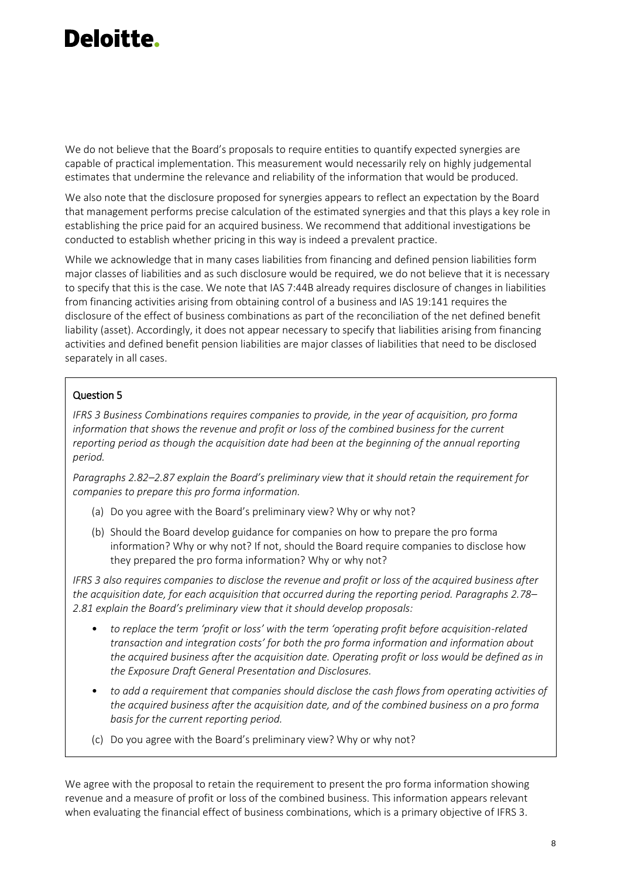We do not believe that the Board's proposals to require entities to quantify expected synergies are capable of practical implementation. This measurement would necessarily rely on highly judgemental estimates that undermine the relevance and reliability of the information that would be produced.

We also note that the disclosure proposed for synergies appears to reflect an expectation by the Board that management performs precise calculation of the estimated synergies and that this plays a key role in establishing the price paid for an acquired business. We recommend that additional investigations be conducted to establish whether pricing in this way is indeed a prevalent practice.

While we acknowledge that in many cases liabilities from financing and defined pension liabilities form major classes of liabilities and as such disclosure would be required, we do not believe that it is necessary to specify that this is the case. We note that IAS 7:44B already requires disclosure of changes in liabilities from financing activities arising from obtaining control of a business and IAS 19:141 requires the disclosure of the effect of business combinations as part of the reconciliation of the net defined benefit liability (asset). Accordingly, it does not appear necessary to specify that liabilities arising from financing activities and defined benefit pension liabilities are major classes of liabilities that need to be disclosed separately in all cases.

### Question 5

*IFRS 3 Business Combinations requires companies to provide, in the year of acquisition, pro forma information that shows the revenue and profit or loss of the combined business for the current reporting period as though the acquisition date had been at the beginning of the annual reporting period.*

*Paragraphs 2.82–2.87 explain the Board's preliminary view that it should retain the requirement for companies to prepare this pro forma information.*

(a) Do you agree with the Board's preliminary view? Why or why not?

(b) Should the Board develop guidance for companies on how to prepare the pro forma information? Why or why not? If not, should the Board require companies to disclose how they prepared the pro forma information? Why or why not?

*IFRS 3 also requires companies to disclose the revenue and profit or loss of the acquired business after the acquisition date, for each acquisition that occurred during the reporting period. Paragraphs 2.78–2.81 explain the Board's preliminary view that it should develop proposals:*

- *to replace the term 'profit or loss' with the term 'operating profit before acquisition-related transaction and integration costs' for both the pro forma information and information about the acquired business after the acquisition date. Operating profit or loss would be defined as in the Exposure Draft General Presentation and Disclosures.*
- *to add a requirement that companies should disclose the cash flows from operating activities of the acquired business after the acquisition date, and of the combined business on a pro forma basis for the current reporting period.*

(c) Do you agree with the Board's preliminary view? Why or why not?

We agree with the proposal to retain the requirement to present the pro forma information showing revenue and a measure of profit or loss of the combined business. This information appears relevant when evaluating the financial effect of business combinations, which is a primary objective of IFRS 3.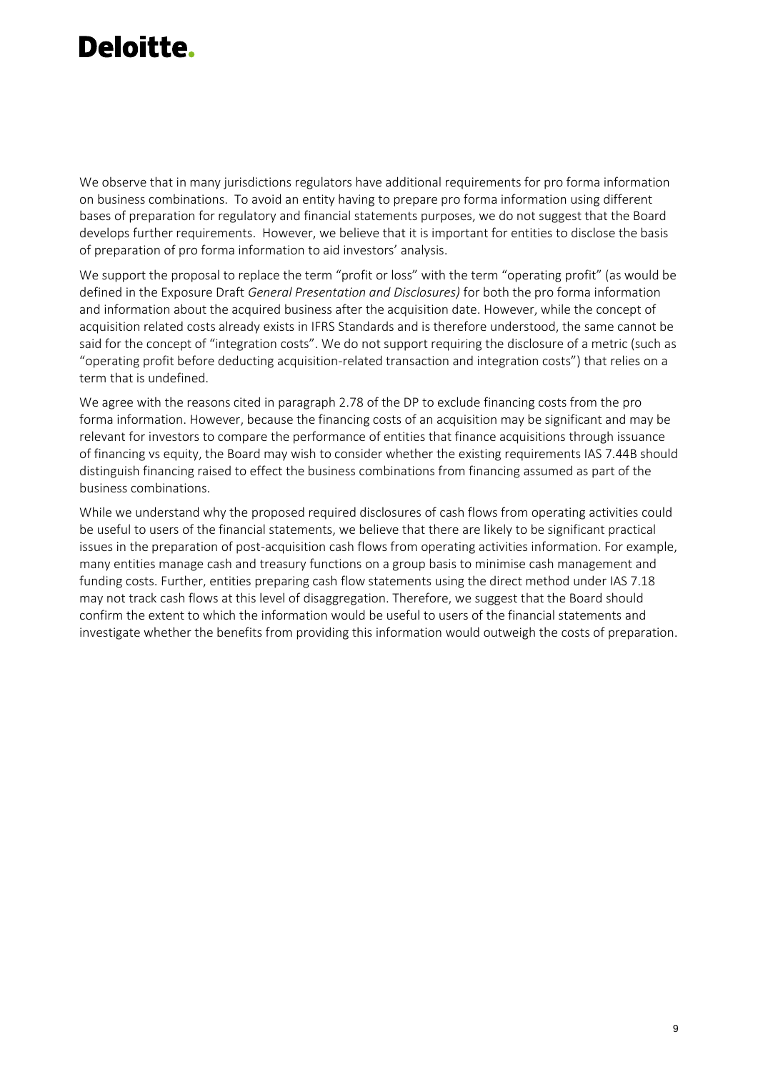We observe that in many jurisdictions regulators have additional requirements for pro forma information on business combinations. To avoid an entity having to prepare pro forma information using different bases of preparation for regulatory and financial statements purposes, we do not suggest that the Board develops further requirements. However, we believe that it is important for entities to disclose the basis of preparation of pro forma information to aid investors' analysis.

We support the proposal to replace the term "profit or loss" with the term "operating profit" (as would be defined in the Exposure Draft *General Presentation and Disclosures)* for both the pro forma information and information about the acquired business after the acquisition date. However, while the concept of acquisition related costs already exists in IFRS Standards and is therefore understood, the same cannot be said for the concept of "integration costs". We do not support requiring the disclosure of a metric (such as "operating profit before deducting acquisition-related transaction and integration costs") that relies on a term that is undefined.

We agree with the reasons cited in paragraph 2.78 of the DP to exclude financing costs from the pro forma information. However, because the financing costs of an acquisition may be significant and may be relevant for investors to compare the performance of entities that finance acquisitions through issuance of financing vs equity, the Board may wish to consider whether the existing requirements IAS 7.44B should distinguish financing raised to effect the business combinations from financing assumed as part of the business combinations.

While we understand why the proposed required disclosures of cash flows from operating activities could be useful to users of the financial statements, we believe that there are likely to be significant practical issues in the preparation of post-acquisition cash flows from operating activities information. For example, many entities manage cash and treasury functions on a group basis to minimise cash management and funding costs. Further, entities preparing cash flow statements using the direct method under IAS 7.18 may not track cash flows at this level of disaggregation. Therefore, we suggest that the Board should confirm the extent to which the information would be useful to users of the financial statements and investigate whether the benefits from providing this information would outweigh the costs of preparation.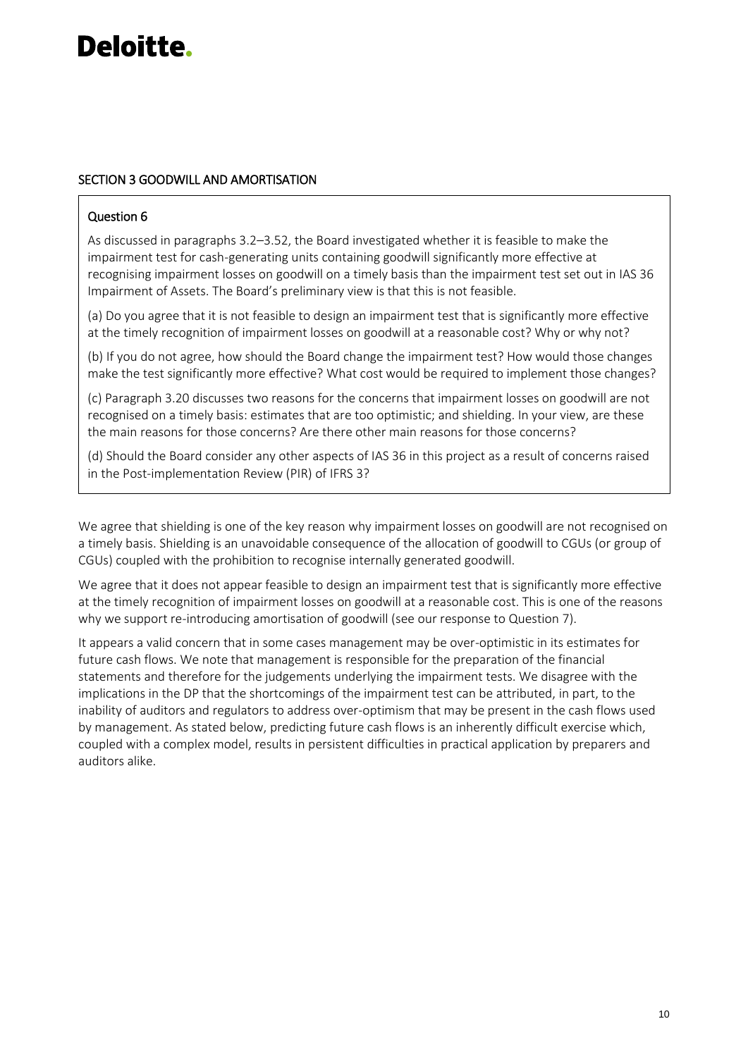## SECTION 3 GOODWILL AND AMORTISATION

### Question 6

As discussed in paragraphs 3.2–3.52, the Board investigated whether it is feasible to make the impairment test for cash-generating units containing goodwill significantly more effective at recognising impairment losses on goodwill on a timely basis than the impairment test set out in IAS 36 Impairment of Assets. The Board's preliminary view is that this is not feasible.

(a) Do you agree that it is not feasible to design an impairment test that is significantly more effective at the timely recognition of impairment losses on goodwill at a reasonable cost? Why or why not?

(b) If you do not agree, how should the Board change the impairment test? How would those changes make the test significantly more effective? What cost would be required to implement those changes?

(c) Paragraph 3.20 discusses two reasons for the concerns that impairment losses on goodwill are not recognised on a timely basis: estimates that are too optimistic; and shielding. In your view, are these the main reasons for those concerns? Are there other main reasons for those concerns?

(d) Should the Board consider any other aspects of IAS 36 in this project as a result of concerns raised in the Post-implementation Review (PIR) of IFRS 3?

We agree that shielding is one of the key reason why impairment losses on goodwill are not recognised on a timely basis. Shielding is an unavoidable consequence of the allocation of goodwill to CGUs (or group of CGUs) coupled with the prohibition to recognise internally generated goodwill.

We agree that it does not appear feasible to design an impairment test that is significantly more effective at the timely recognition of impairment losses on goodwill at a reasonable cost. This is one of the reasons why we support re-introducing amortisation of goodwill (see our response to Question 7).

It appears a valid concern that in some cases management may be over-optimistic in its estimates for future cash flows. We note that management is responsible for the preparation of the financial statements and therefore for the judgements underlying the impairment tests. We disagree with the implications in the DP that the shortcomings of the impairment test can be attributed, in part, to the inability of auditors and regulators to address over-optimism that may be present in the cash flows used by management. As stated below, predicting future cash flows is an inherently difficult exercise which, coupled with a complex model, results in persistent difficulties in practical application by preparers and auditors alike.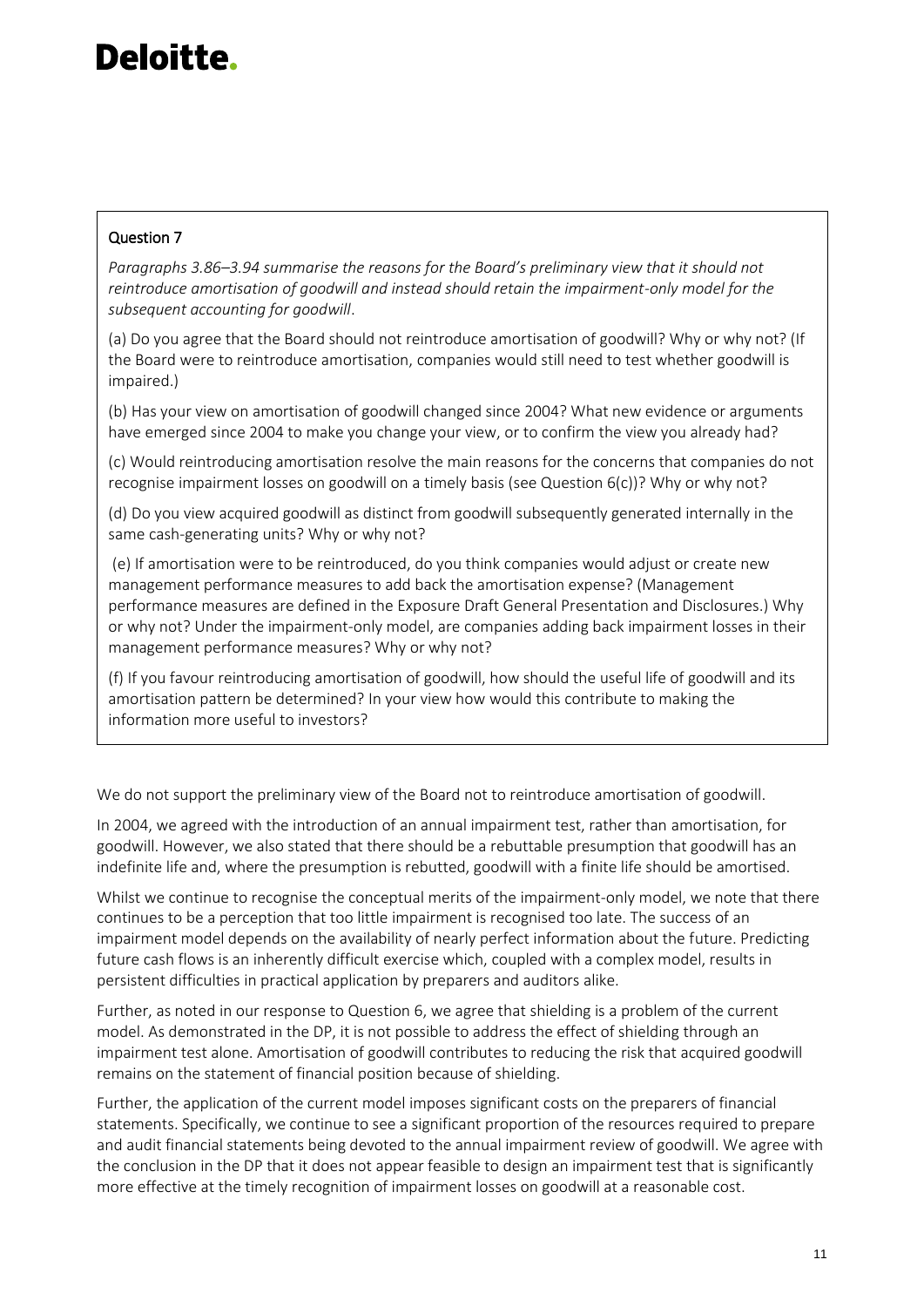## Question 7

*Paragraphs 3.86–3.94 summarise the reasons for the Board's preliminary view that it should not reintroduce amortisation of goodwill and instead should retain the impairment-only model for the subsequent accounting for goodwill*.

(a) Do you agree that the Board should not reintroduce amortisation of goodwill? Why or why not? (If the Board were to reintroduce amortisation, companies would still need to test whether goodwill is impaired.)

(b) Has your view on amortisation of goodwill changed since 2004? What new evidence or arguments have emerged since 2004 to make you change your view, or to confirm the view you already had?

(c) Would reintroducing amortisation resolve the main reasons for the concerns that companies do not recognise impairment losses on goodwill on a timely basis (see Question 6(c))? Why or why not?

(d) Do you view acquired goodwill as distinct from goodwill subsequently generated internally in the same cash-generating units? Why or why not?

(e) If amortisation were to be reintroduced, do you think companies would adjust or create new management performance measures to add back the amortisation expense? (Management performance measures are defined in the Exposure Draft General Presentation and Disclosures.) Why or why not? Under the impairment-only model, are companies adding back impairment losses in their management performance measures? Why or why not?

(f) If you favour reintroducing amortisation of goodwill, how should the useful life of goodwill and its amortisation pattern be determined? In your view how would this contribute to making the information more useful to investors?

We do not support the preliminary view of the Board not to reintroduce amortisation of goodwill.

In 2004, we agreed with the introduction of an annual impairment test, rather than amortisation, for goodwill. However, we also stated that there should be a rebuttable presumption that goodwill has an indefinite life and, where the presumption is rebutted, goodwill with a finite life should be amortised.

Whilst we continue to recognise the conceptual merits of the impairment-only model, we note that there continues to be a perception that too little impairment is recognised too late. The success of an impairment model depends on the availability of nearly perfect information about the future. Predicting future cash flows is an inherently difficult exercise which, coupled with a complex model, results in persistent difficulties in practical application by preparers and auditors alike.

Further, as noted in our response to Question 6, we agree that shielding is a problem of the current model. As demonstrated in the DP, it is not possible to address the effect of shielding through an impairment test alone. Amortisation of goodwill contributes to reducing the risk that acquired goodwill remains on the statement of financial position because of shielding.

Further, the application of the current model imposes significant costs on the preparers of financial statements. Specifically, we continue to see a significant proportion of the resources required to prepare and audit financial statements being devoted to the annual impairment review of goodwill. We agree with the conclusion in the DP that it does not appear feasible to design an impairment test that is significantly more effective at the timely recognition of impairment losses on goodwill at a reasonable cost.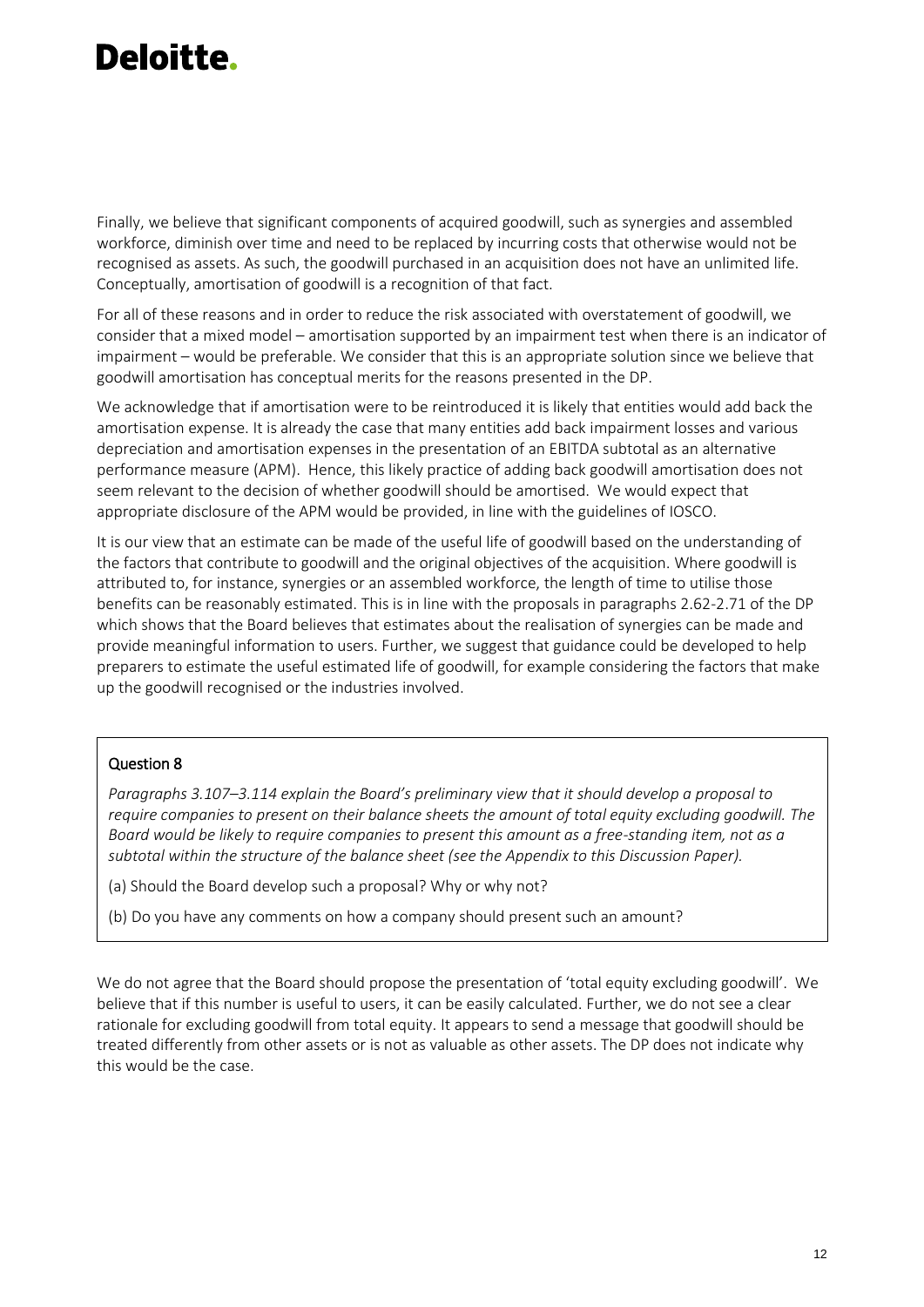Finally, we believe that significant components of acquired goodwill, such as synergies and assembled workforce, diminish over time and need to be replaced by incurring costs that otherwise would not be recognised as assets. As such, the goodwill purchased in an acquisition does not have an unlimited life. Conceptually, amortisation of goodwill is a recognition of that fact.

For all of these reasons and in order to reduce the risk associated with overstatement of goodwill, we consider that a mixed model – amortisation supported by an impairment test when there is an indicator of impairment – would be preferable. We consider that this is an appropriate solution since we believe that goodwill amortisation has conceptual merits for the reasons presented in the DP.

We acknowledge that if amortisation were to be reintroduced it is likely that entities would add back the amortisation expense. It is already the case that many entities add back impairment losses and various depreciation and amortisation expenses in the presentation of an EBITDA subtotal as an alternative performance measure (APM). Hence, this likely practice of adding back goodwill amortisation does not seem relevant to the decision of whether goodwill should be amortised. We would expect that appropriate disclosure of the APM would be provided, in line with the guidelines of IOSCO.

It is our view that an estimate can be made of the useful life of goodwill based on the understanding of the factors that contribute to goodwill and the original objectives of the acquisition. Where goodwill is attributed to, for instance, synergies or an assembled workforce, the length of time to utilise those benefits can be reasonably estimated. This is in line with the proposals in paragraphs 2.62-2.71 of the DP which shows that the Board believes that estimates about the realisation of synergies can be made and provide meaningful information to users. Further, we suggest that guidance could be developed to help preparers to estimate the useful estimated life of goodwill, for example considering the factors that make up the goodwill recognised or the industries involved.

**Question 8**

*Paragraphs 3.107–3.114 explain the Board's preliminary view that it should develop a proposal to require companies to present on their balance sheets the amount of total equity excluding goodwill. The Board would be likely to require companies to present this amount as a free-standing item, not as a subtotal within the structure of the balance sheet (see the Appendix to this Discussion Paper).*

(a) Should the Board develop such a proposal? Why or why not?

(b) Do you have any comments on how a company should present such an amount?

We do not agree that the Board should propose the presentation of 'total equity excluding goodwill'. We believe that if this number is useful to users, it can be easily calculated. Further, we do not see a clear rationale for excluding goodwill from total equity. It appears to send a message that goodwill should be treated differently from other assets or is not as valuable as other assets. The DP does not indicate why this would be the case.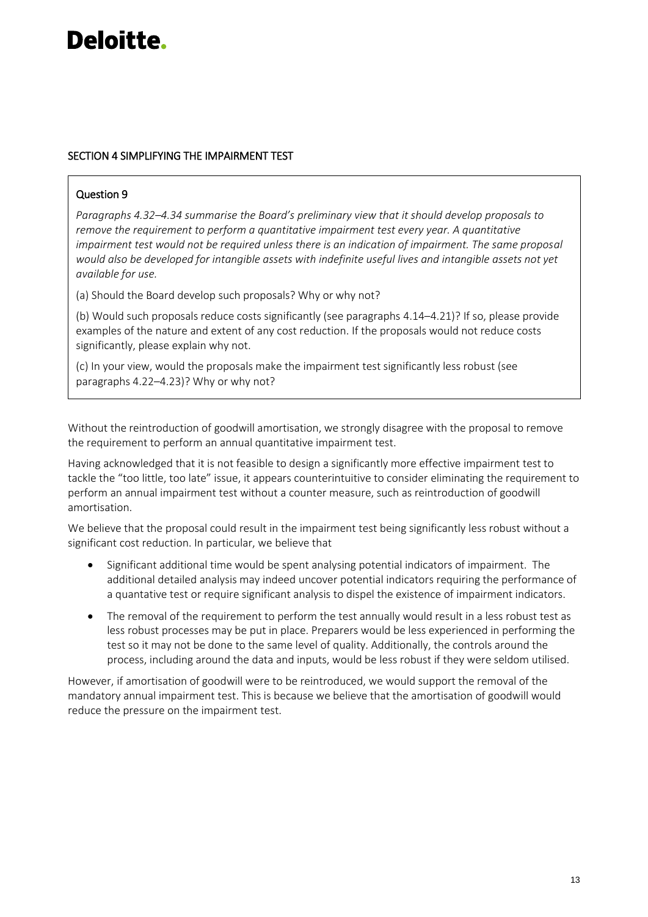## SECTION 4 SIMPLIFYING THE IMPAIRMENT TEST

> **Question 9**
>
> *Paragraphs 4.32–4.34 summarise the Board's preliminary view that it should develop proposals to remove the requirement to perform a quantitative impairment test every year. A quantitative impairment test would not be required unless there is an indication of impairment. The same proposal would also be developed for intangible assets with indefinite useful lives and intangible assets not yet available for use.*
>
> (a) Should the Board develop such proposals? Why or why not?
>
> (b) Would such proposals reduce costs significantly (see paragraphs 4.14–4.21)? If so, please provide examples of the nature and extent of any cost reduction. If the proposals would not reduce costs significantly, please explain why not.
>
> (c) In your view, would the proposals make the impairment test significantly less robust (see paragraphs 4.22–4.23)? Why or why not?

Without the reintroduction of goodwill amortisation, we strongly disagree with the proposal to remove the requirement to perform an annual quantitative impairment test.

Having acknowledged that it is not feasible to design a significantly more effective impairment test to tackle the "too little, too late" issue, it appears counterintuitive to consider eliminating the requirement to perform an annual impairment test without a counter measure, such as reintroduction of goodwill amortisation.

We believe that the proposal could result in the impairment test being significantly less robust without a significant cost reduction. In particular, we believe that

- Significant additional time would be spent analysing potential indicators of impairment. The additional detailed analysis may indeed uncover potential indicators requiring the performance of a quantative test or require significant analysis to dispel the existence of impairment indicators.
- The removal of the requirement to perform the test annually would result in a less robust test as less robust processes may be put in place. Preparers would be less experienced in performing the test so it may not be done to the same level of quality. Additionally, the controls around the process, including around the data and inputs, would be less robust if they were seldom utilised.

However, if amortisation of goodwill were to be reintroduced, we would support the removal of the mandatory annual impairment test. This is because we believe that the amortisation of goodwill would reduce the pressure on the impairment test.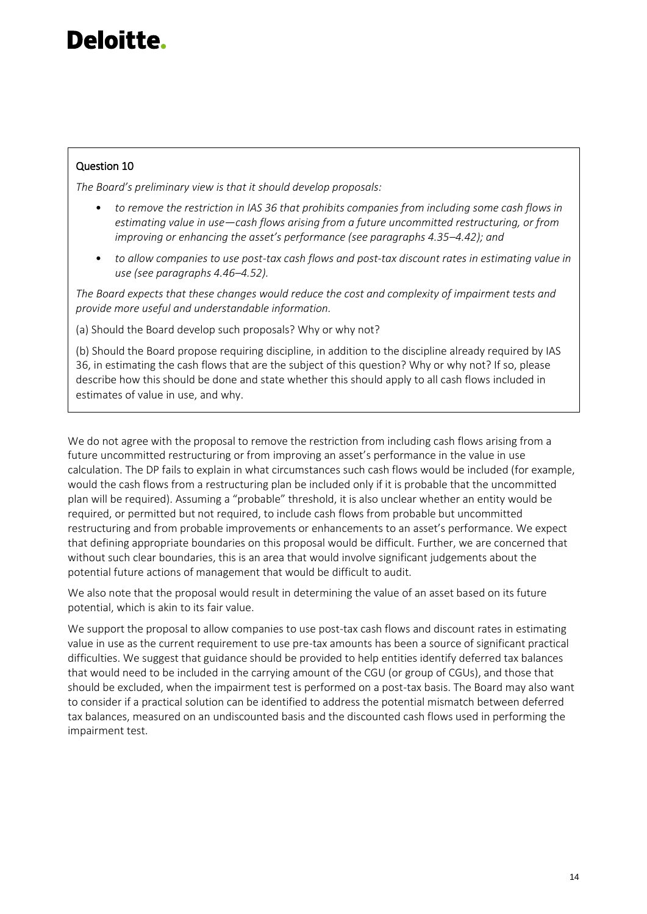## Question 10

*The Board's preliminary view is that it should develop proposals:*

- *to remove the restriction in IAS 36 that prohibits companies from including some cash flows in estimating value in use—cash flows arising from a future uncommitted restructuring, or from improving or enhancing the asset's performance (see paragraphs 4.35–4.42); and*
- *to allow companies to use post-tax cash flows and post-tax discount rates in estimating value in use (see paragraphs 4.46–4.52).*

*The Board expects that these changes would reduce the cost and complexity of impairment tests and provide more useful and understandable information.*

(a) Should the Board develop such proposals? Why or why not?

(b) Should the Board propose requiring discipline, in addition to the discipline already required by IAS 36, in estimating the cash flows that are the subject of this question? Why or why not? If so, please describe how this should be done and state whether this should apply to all cash flows included in estimates of value in use, and why.

We do not agree with the proposal to remove the restriction from including cash flows arising from a future uncommitted restructuring or from improving an asset's performance in the value in use calculation. The DP fails to explain in what circumstances such cash flows would be included (for example, would the cash flows from a restructuring plan be included only if it is probable that the uncommitted plan will be required). Assuming a "probable" threshold, it is also unclear whether an entity would be required, or permitted but not required, to include cash flows from probable but uncommitted restructuring and from probable improvements or enhancements to an asset's performance. We expect that defining appropriate boundaries on this proposal would be difficult. Further, we are concerned that without such clear boundaries, this is an area that would involve significant judgements about the potential future actions of management that would be difficult to audit.

We also note that the proposal would result in determining the value of an asset based on its future potential, which is akin to its fair value.

We support the proposal to allow companies to use post-tax cash flows and discount rates in estimating value in use as the current requirement to use pre-tax amounts has been a source of significant practical difficulties. We suggest that guidance should be provided to help entities identify deferred tax balances that would need to be included in the carrying amount of the CGU (or group of CGUs), and those that should be excluded, when the impairment test is performed on a post-tax basis. The Board may also want to consider if a practical solution can be identified to address the potential mismatch between deferred tax balances, measured on an undiscounted basis and the discounted cash flows used in performing the impairment test.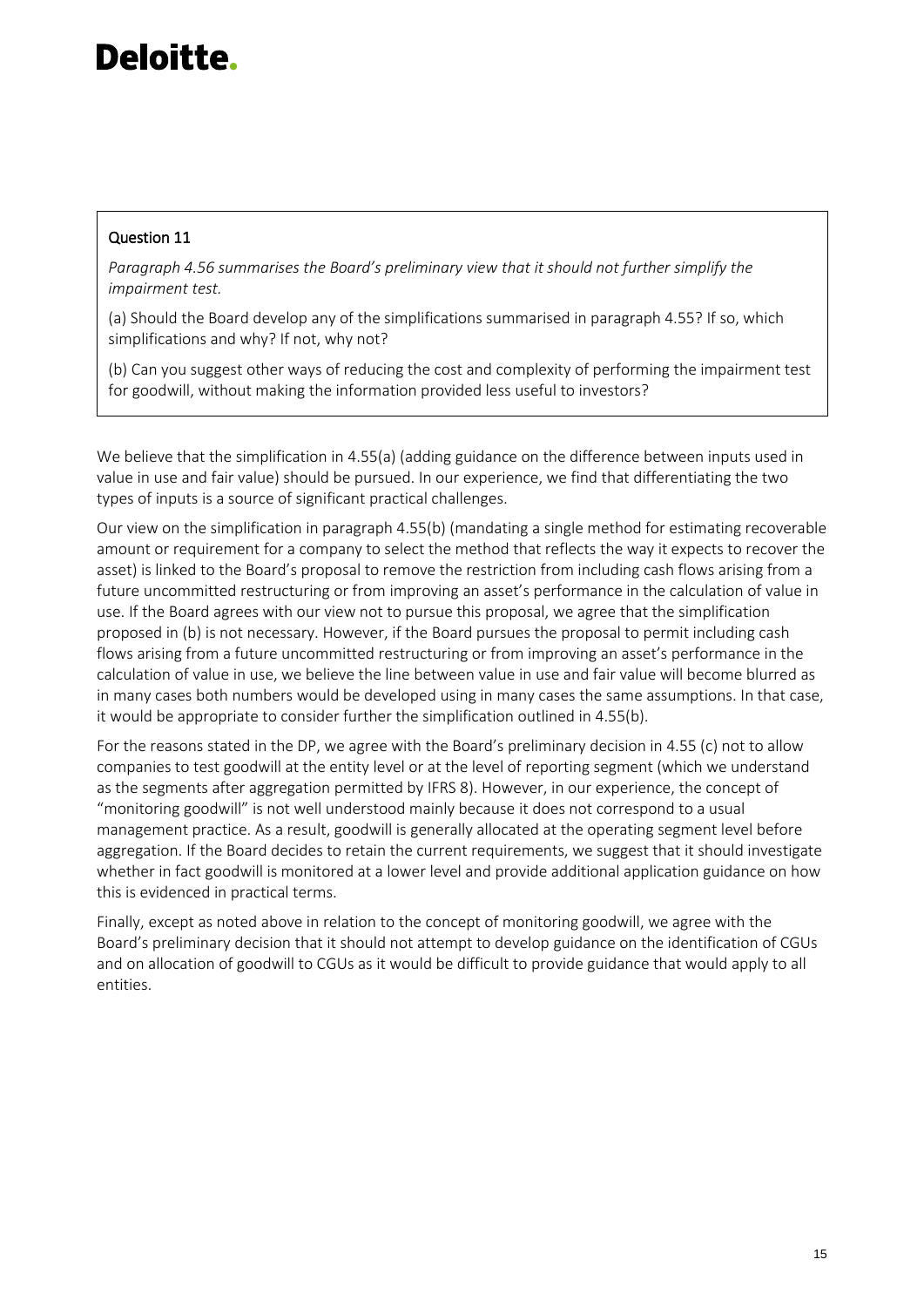**Question 11**

*Paragraph 4.56 summarises the Board's preliminary view that it should not further simplify the impairment test.*

(a) Should the Board develop any of the simplifications summarised in paragraph 4.55? If so, which simplifications and why? If not, why not?

(b) Can you suggest other ways of reducing the cost and complexity of performing the impairment test for goodwill, without making the information provided less useful to investors?

We believe that the simplification in 4.55(a) (adding guidance on the difference between inputs used in value in use and fair value) should be pursued. In our experience, we find that differentiating the two types of inputs is a source of significant practical challenges.

Our view on the simplification in paragraph 4.55(b) (mandating a single method for estimating recoverable amount or requirement for a company to select the method that reflects the way it expects to recover the asset) is linked to the Board's proposal to remove the restriction from including cash flows arising from a future uncommitted restructuring or from improving an asset's performance in the calculation of value in use. If the Board agrees with our view not to pursue this proposal, we agree that the simplification proposed in (b) is not necessary. However, if the Board pursues the proposal to permit including cash flows arising from a future uncommitted restructuring or from improving an asset's performance in the calculation of value in use, we believe the line between value in use and fair value will become blurred as in many cases both numbers would be developed using in many cases the same assumptions. In that case, it would be appropriate to consider further the simplification outlined in 4.55(b).

For the reasons stated in the DP, we agree with the Board's preliminary decision in 4.55 (c) not to allow companies to test goodwill at the entity level or at the level of reporting segment (which we understand as the segments after aggregation permitted by IFRS 8). However, in our experience, the concept of "monitoring goodwill" is not well understood mainly because it does not correspond to a usual management practice. As a result, goodwill is generally allocated at the operating segment level before aggregation. If the Board decides to retain the current requirements, we suggest that it should investigate whether in fact goodwill is monitored at a lower level and provide additional application guidance on how this is evidenced in practical terms.

Finally, except as noted above in relation to the concept of monitoring goodwill, we agree with the Board's preliminary decision that it should not attempt to develop guidance on the identification of CGUs and on allocation of goodwill to CGUs as it would be difficult to provide guidance that would apply to all entities.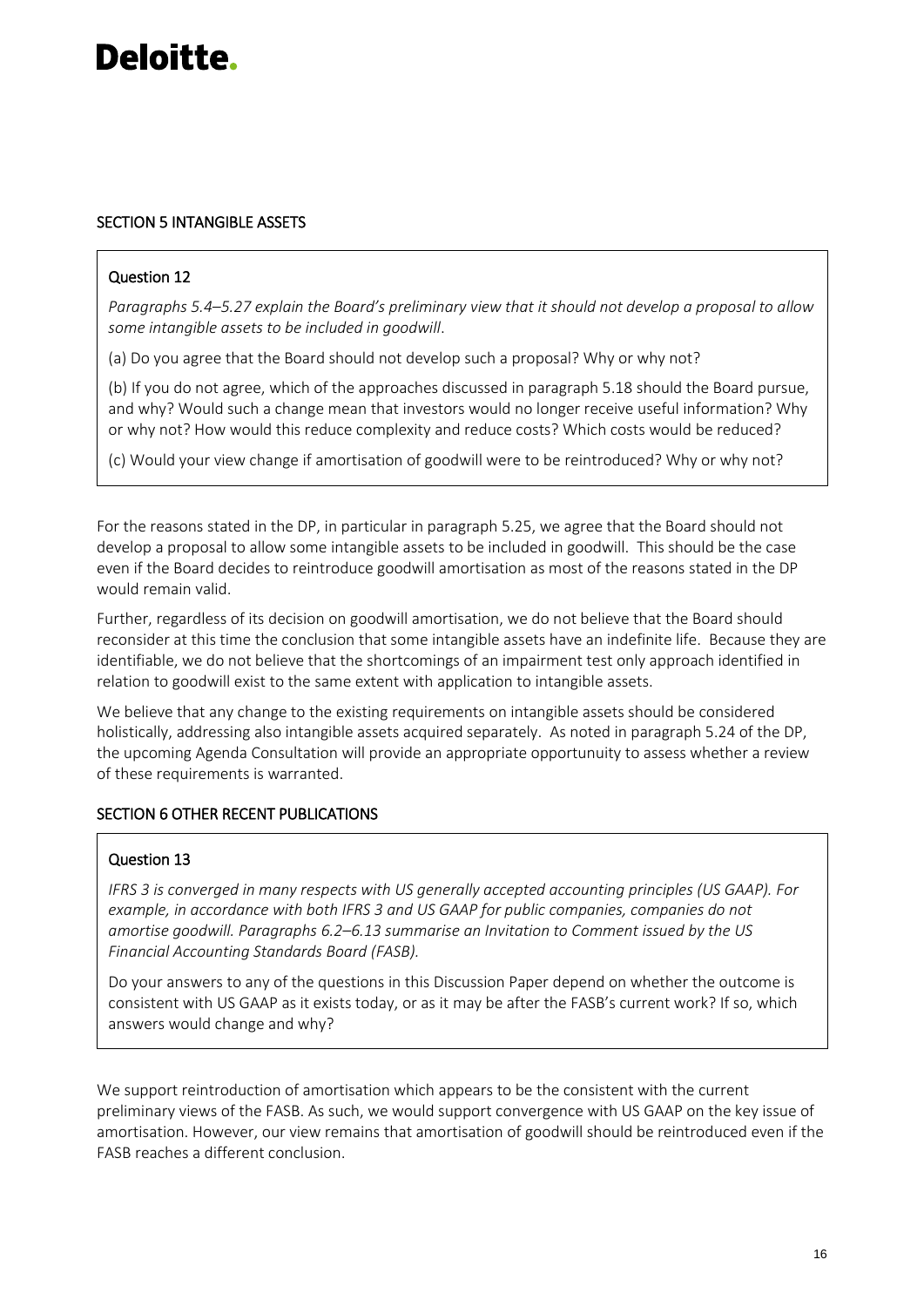## SECTION 5 INTANGIBLE ASSETS

> **Question 12**
>
> *Paragraphs 5.4–5.27 explain the Board's preliminary view that it should not develop a proposal to allow some intangible assets to be included in goodwill.*
>
> (a) Do you agree that the Board should not develop such a proposal? Why or why not?
>
> (b) If you do not agree, which of the approaches discussed in paragraph 5.18 should the Board pursue, and why? Would such a change mean that investors would no longer receive useful information? Why or why not? How would this reduce complexity and reduce costs? Which costs would be reduced?
>
> (c) Would your view change if amortisation of goodwill were to be reintroduced? Why or why not?

For the reasons stated in the DP, in particular in paragraph 5.25, we agree that the Board should not develop a proposal to allow some intangible assets to be included in goodwill. This should be the case even if the Board decides to reintroduce goodwill amortisation as most of the reasons stated in the DP would remain valid.

Further, regardless of its decision on goodwill amortisation, we do not believe that the Board should reconsider at this time the conclusion that some intangible assets have an indefinite life. Because they are identifiable, we do not believe that the shortcomings of an impairment test only approach identified in relation to goodwill exist to the same extent with application to intangible assets.

We believe that any change to the existing requirements on intangible assets should be considered holistically, addressing also intangible assets acquired separately. As noted in paragraph 5.24 of the DP, the upcoming Agenda Consultation will provide an appropriate opportunuity to assess whether a review of these requirements is warranted.

## SECTION 6 OTHER RECENT PUBLICATIONS

> **Question 13**
>
> *IFRS 3 is converged in many respects with US generally accepted accounting principles (US GAAP). For example, in accordance with both IFRS 3 and US GAAP for public companies, companies do not amortise goodwill. Paragraphs 6.2–6.13 summarise an Invitation to Comment issued by the US Financial Accounting Standards Board (FASB).*
>
> Do your answers to any of the questions in this Discussion Paper depend on whether the outcome is consistent with US GAAP as it exists today, or as it may be after the FASB's current work? If so, which answers would change and why?

We support reintroduction of amortisation which appears to be the consistent with the current preliminary views of the FASB. As such, we would support convergence with US GAAP on the key issue of amortisation. However, our view remains that amortisation of goodwill should be reintroduced even if the FASB reaches a different conclusion.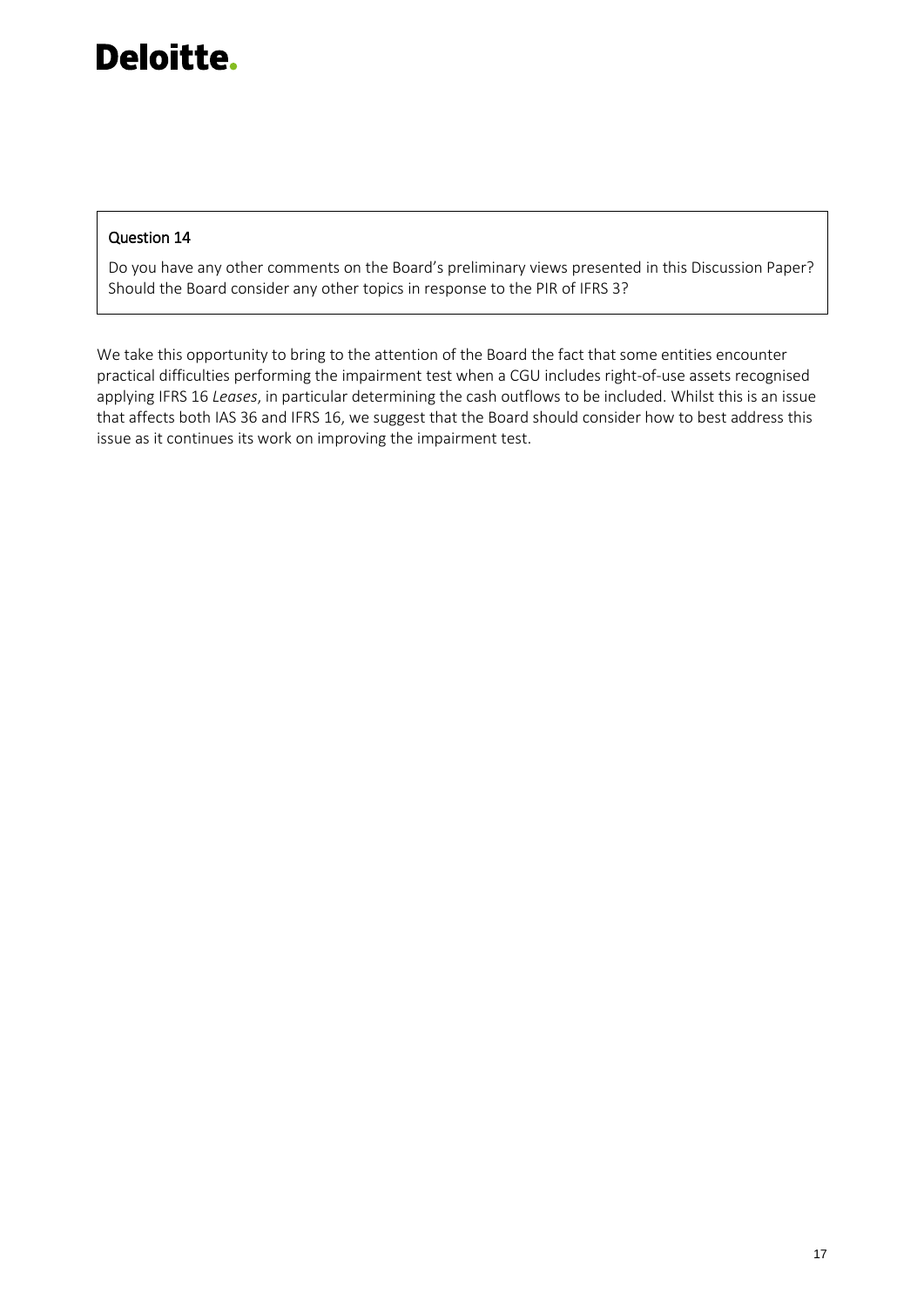Question 14

Do you have any other comments on the Board's preliminary views presented in this Discussion Paper? Should the Board consider any other topics in response to the PIR of IFRS 3?

We take this opportunity to bring to the attention of the Board the fact that some entities encounter practical difficulties performing the impairment test when a CGU includes right-of-use assets recognised applying IFRS 16 *Leases*, in particular determining the cash outflows to be included. Whilst this is an issue that affects both IAS 36 and IFRS 16, we suggest that the Board should consider how to best address this issue as it continues its work on improving the impairment test.